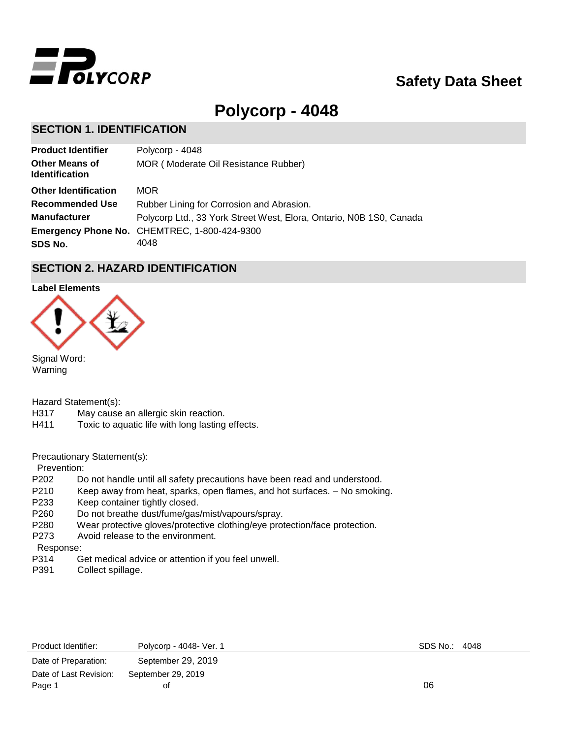# Safety Data Sheet

# Polycorp - 4048

## SECTION 1. IDENTIFICATION

| | |
|---|---|
| **Product Identifier** | Polycorp - 4048 |
| **Other Means of Identification** | MOR ( Moderate Oil Resistance Rubber) |
| **Other Identification** | MOR |
| **Recommended Use** | Rubber Lining for Corrosion and Abrasion. |
| **Manufacturer** | Polycorp Ltd., 33 York Street West, Elora, Ontario, N0B 1S0, Canada |
| **Emergency Phone No.** | CHEMTREC, 1-800-424-9300 |
| **SDS No.** | 4048 |

## SECTION 2. HAZARD IDENTIFICATION

**Label Elements**

Signal Word:
Warning

Hazard Statement(s):

- H317 May cause an allergic skin reaction.
- H411 Toxic to aquatic life with long lasting effects.

Precautionary Statement(s):

Prevention:

- P202 Do not handle until all safety precautions have been read and understood.
- P210 Keep away from heat, sparks, open flames, and hot surfaces. – No smoking.
- P233 Keep container tightly closed.
- P260 Do not breathe dust/fume/gas/mist/vapours/spray.
- P280 Wear protective gloves/protective clothing/eye protection/face protection.
- P273 Avoid release to the environment.

Response:

- P314 Get medical advice or attention if you feel unwell.
- P391 Collect spillage.

| | |
|---|---|
| Product Identifier: | Polycorp - 4048- Ver. 1 |
| Date of Preparation: | September 29, 2019 |
| Date of Last Revision: | September 29, 2019 |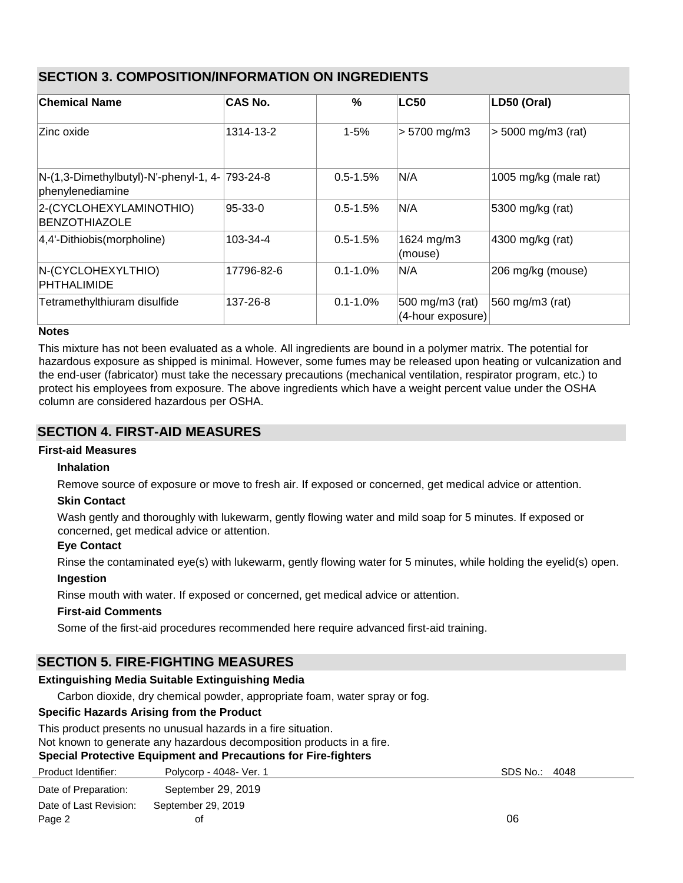## SECTION 3. COMPOSITION/INFORMATION ON INGREDIENTS

| Chemical Name | CAS No. | % | LC50 | LD50 (Oral) |
|---|---|---|---|---|
| Zinc oxide | 1314-13-2 | 1-5% | > 5700 mg/m3 | > 5000 mg/m3 (rat) |
| N-(1,3-Dimethylbutyl)-N'-phenyl-1, 4-phenylenediamine | 793-24-8 | 0.5-1.5% | N/A | 1005 mg/kg (male rat) |
| 2-(CYCLOHEXYLAMINOTHIO) BENZOTHIAZOLE | 95-33-0 | 0.5-1.5% | N/A | 5300 mg/kg (rat) |
| 4,4'-Dithiobis(morpholine) | 103-34-4 | 0.5-1.5% | 1624 mg/m3 (mouse) | 4300 mg/kg (rat) |
| N-(CYCLOHEXYLTHIO) PHTHALIMIDE | 17796-82-6 | 0.1-1.0% | N/A | 206 mg/kg (mouse) |
| Tetramethylthiuram disulfide | 137-26-8 | 0.1-1.0% | 500 mg/m3 (rat) (4-hour exposure) | 560 mg/m3 (rat) |

**Notes**

This mixture has not been evaluated as a whole. All ingredients are bound in a polymer matrix. The potential for hazardous exposure as shipped is minimal. However, some fumes may be released upon heating or vulcanization and the end-user (fabricator) must take the necessary precautions (mechanical ventilation, respirator program, etc.) to protect his employees from exposure. The above ingredients which have a weight percent value under the OSHA column are considered hazardous per OSHA.

## SECTION 4. FIRST-AID MEASURES

**First-aid Measures**

**Inhalation**

Remove source of exposure or move to fresh air. If exposed or concerned, get medical advice or attention.

**Skin Contact**

Wash gently and thoroughly with lukewarm, gently flowing water and mild soap for 5 minutes. If exposed or concerned, get medical advice or attention.

**Eye Contact**

Rinse the contaminated eye(s) with lukewarm, gently flowing water for 5 minutes, while holding the eyelid(s) open.

**Ingestion**

Rinse mouth with water. If exposed or concerned, get medical advice or attention.

**First-aid Comments**

Some of the first-aid procedures recommended here require advanced first-aid training.

## SECTION 5. FIRE-FIGHTING MEASURES

**Extinguishing Media Suitable Extinguishing Media**

Carbon dioxide, dry chemical powder, appropriate foam, water spray or fog.

**Specific Hazards Arising from the Product**

This product presents no unusual hazards in a fire situation.
Not known to generate any hazardous decomposition products in a fire.

**Special Protective Equipment and Precautions for Fire-fighters**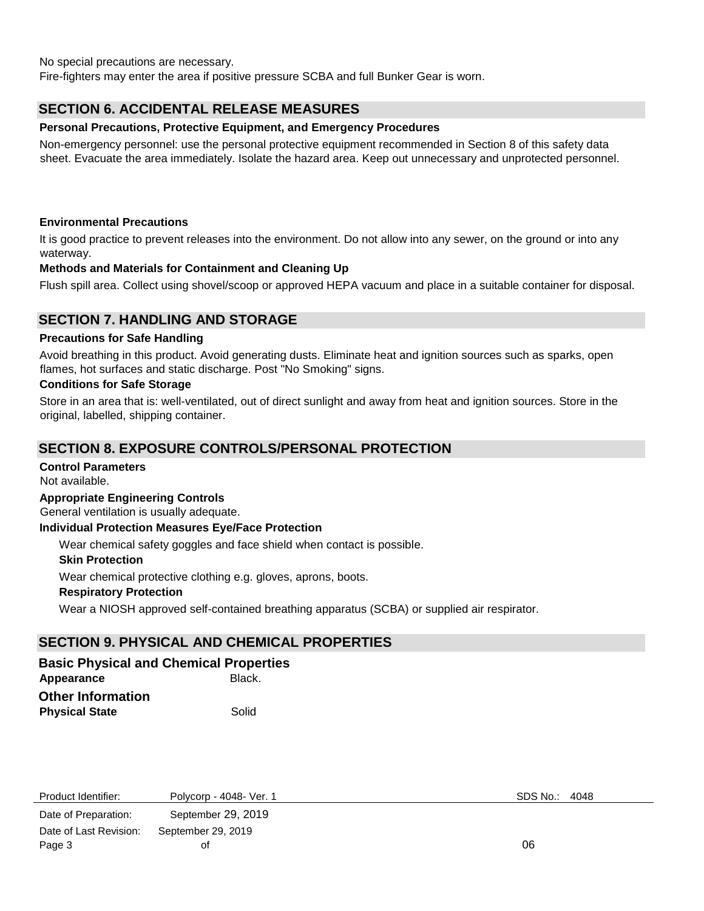No special precautions are necessary.
Fire-fighters may enter the area if positive pressure SCBA and full Bunker Gear is worn.

## SECTION 6. ACCIDENTAL RELEASE MEASURES

**Personal Precautions, Protective Equipment, and Emergency Procedures**

Non-emergency personnel: use the personal protective equipment recommended in Section 8 of this safety data sheet. Evacuate the area immediately. Isolate the hazard area. Keep out unnecessary and unprotected personnel.

**Environmental Precautions**

It is good practice to prevent releases into the environment. Do not allow into any sewer, on the ground or into any waterway.

**Methods and Materials for Containment and Cleaning Up**

Flush spill area. Collect using shovel/scoop or approved HEPA vacuum and place in a suitable container for disposal.

## SECTION 7. HANDLING AND STORAGE

**Precautions for Safe Handling**

Avoid breathing in this product. Avoid generating dusts. Eliminate heat and ignition sources such as sparks, open flames, hot surfaces and static discharge. Post "No Smoking" signs.

**Conditions for Safe Storage**

Store in an area that is: well-ventilated, out of direct sunlight and away from heat and ignition sources. Store in the original, labelled, shipping container.

## SECTION 8. EXPOSURE CONTROLS/PERSONAL PROTECTION

**Control Parameters**

Not available.

**Appropriate Engineering Controls**

General ventilation is usually adequate.

**Individual Protection Measures Eye/Face Protection**

Wear chemical safety goggles and face shield when contact is possible.

**Skin Protection**

Wear chemical protective clothing e.g. gloves, aprons, boots.

**Respiratory Protection**

Wear a NIOSH approved self-contained breathing apparatus (SCBA) or supplied air respirator.

## SECTION 9. PHYSICAL AND CHEMICAL PROPERTIES

**Basic Physical and Chemical Properties**

**Appearance** Black.

**Other Information**

**Physical State** Solid

| Product Identifier: | Polycorp - 4048- Ver. 1 | SDS No.: 4048 |
| --- | --- | --- |
| Date of Preparation: | September 29, 2019 | |
| Date of Last Revision: | September 29, 2019 | |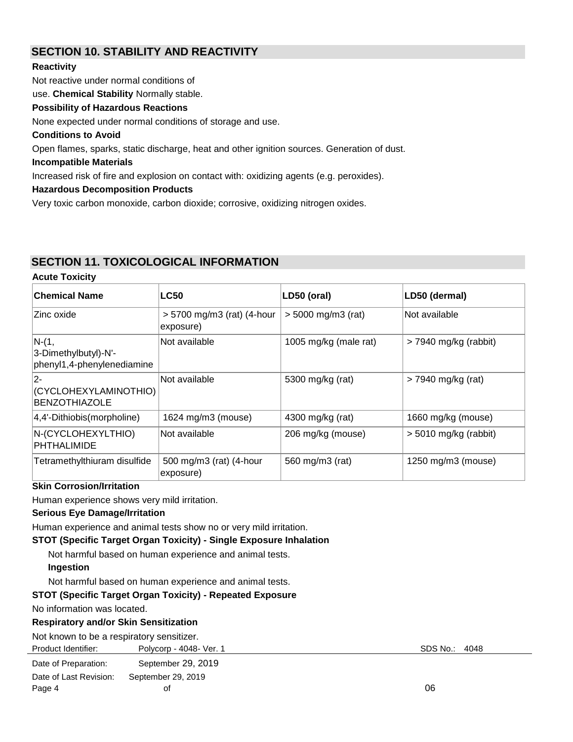## SECTION 10. STABILITY AND REACTIVITY

**Reactivity**

Not reactive under normal conditions of use.

**Chemical Stability** Normally stable.

**Possibility of Hazardous Reactions**

None expected under normal conditions of storage and use.

**Conditions to Avoid**

Open flames, sparks, static discharge, heat and other ignition sources. Generation of dust.

**Incompatible Materials**

Increased risk of fire and explosion on contact with: oxidizing agents (e.g. peroxides).

**Hazardous Decomposition Products**

Very toxic carbon monoxide, carbon dioxide; corrosive, oxidizing nitrogen oxides.

## SECTION 11. TOXICOLOGICAL INFORMATION

**Acute Toxicity**

| Chemical Name | LC50 | LD50 (oral) | LD50 (dermal) |
|---|---|---|---|
| Zinc oxide | > 5700 mg/m3 (rat) (4-hour exposure) | > 5000 mg/m3 (rat) | Not available |
| N-(1, 3-Dimethylbutyl)-N'-phenyl1,4-phenylenediamine | Not available | 1005 mg/kg (male rat) | > 7940 mg/kg (rabbit) |
| 2-(CYCLOHEXYLAMINOTHIO) BENZOTHIAZOLE | Not available | 5300 mg/kg (rat) | > 7940 mg/kg (rat) |
| 4,4'-Dithiobis(morpholine) | 1624 mg/m3 (mouse) | 4300 mg/kg (rat) | 1660 mg/kg (mouse) |
| N-(CYCLOHEXYLTHIO) PHTHALIMIDE | Not available | 206 mg/kg (mouse) | > 5010 mg/kg (rabbit) |
| Tetramethylthiuram disulfide | 500 mg/m3 (rat) (4-hour exposure) | 560 mg/m3 (rat) | 1250 mg/m3 (mouse) |

**Skin Corrosion/Irritation**

Human experience shows very mild irritation.

**Serious Eye Damage/Irritation**

Human experience and animal tests show no or very mild irritation.

**STOT (Specific Target Organ Toxicity) - Single Exposure Inhalation**

Not harmful based on human experience and animal tests.

**Ingestion**

Not harmful based on human experience and animal tests.

**STOT (Specific Target Organ Toxicity) - Repeated Exposure**

No information was located.

**Respiratory and/or Skin Sensitization**

Not known to be a respiratory sensitizer.

Product Identifier: Polycorp - 4048- Ver. 1 SDS No.: 4048

Date of Preparation: September 29, 2019

Date of Last Revision: September 29, 2019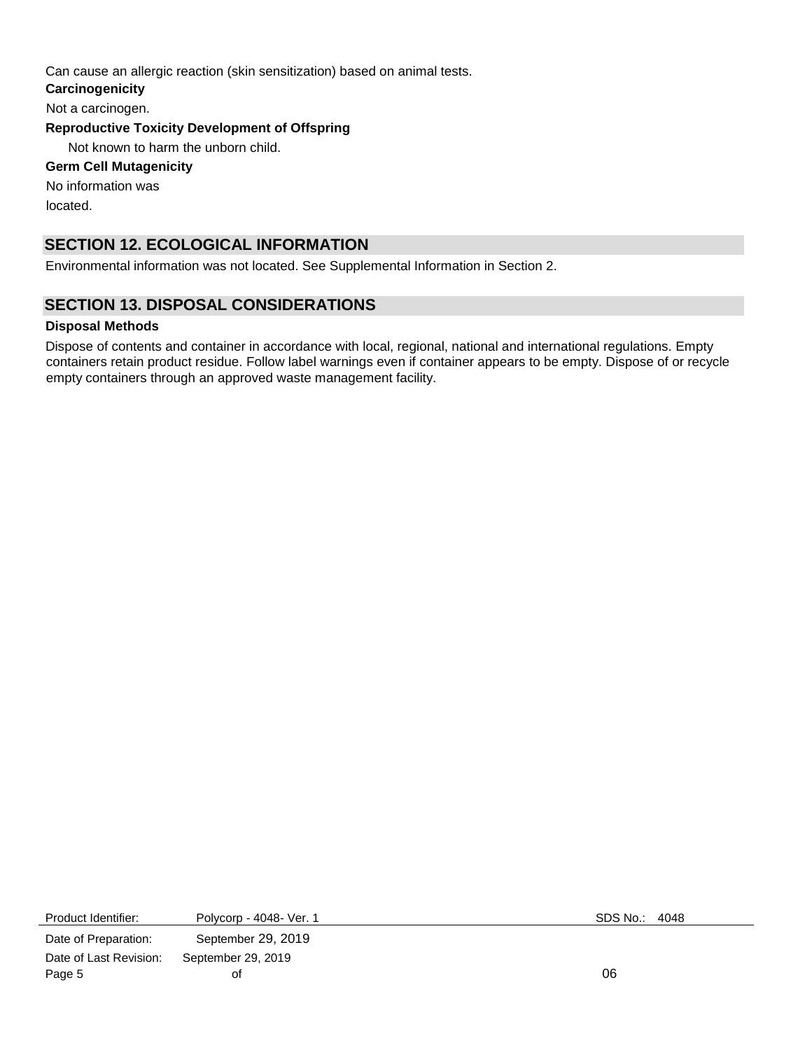Can cause an allergic reaction (skin sensitization) based on animal tests.

**Carcinogenicity**

Not a carcinogen.

**Reproductive Toxicity Development of Offspring**

Not known to harm the unborn child.

**Germ Cell Mutagenicity**

No information was located.

## SECTION 12. ECOLOGICAL INFORMATION

Environmental information was not located. See Supplemental Information in Section 2.

## SECTION 13. DISPOSAL CONSIDERATIONS

**Disposal Methods**

Dispose of contents and container in accordance with local, regional, national and international regulations. Empty containers retain product residue. Follow label warnings even if container appears to be empty. Dispose of or recycle empty containers through an approved waste management facility.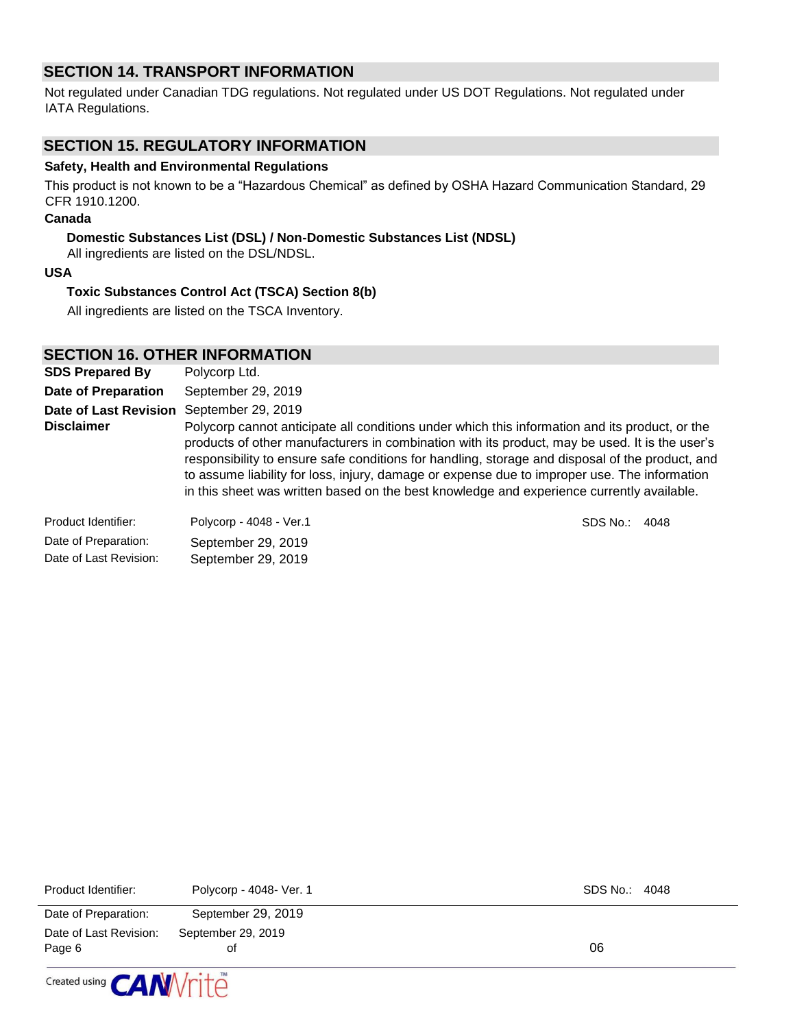## SECTION 14. TRANSPORT INFORMATION

Not regulated under Canadian TDG regulations. Not regulated under US DOT Regulations. Not regulated under IATA Regulations.

## SECTION 15. REGULATORY INFORMATION

**Safety, Health and Environmental Regulations**

This product is not known to be a “Hazardous Chemical” as defined by OSHA Hazard Communication Standard, 29 CFR 1910.1200.

**Canada**

**Domestic Substances List (DSL) / Non-Domestic Substances List (NDSL)**

All ingredients are listed on the DSL/NDSL.

**USA**

**Toxic Substances Control Act (TSCA) Section 8(b)**

All ingredients are listed on the TSCA Inventory.

## SECTION 16. OTHER INFORMATION

**SDS Prepared By** Polycorp Ltd.

**Date of Preparation** September 29, 2019

**Date of Last Revision** September 29, 2019

**Disclaimer** Polycorp cannot anticipate all conditions under which this information and its product, or the products of other manufacturers in combination with its product, may be used. It is the user’s responsibility to ensure safe conditions for handling, storage and disposal of the product, and to assume liability for loss, injury, damage or expense due to improper use. The information in this sheet was written based on the best knowledge and experience currently available.

Product Identifier: Polycorp - 4048 - Ver.1 SDS No.: 4048

Date of Preparation: September 29, 2019

Date of Last Revision: September 29, 2019